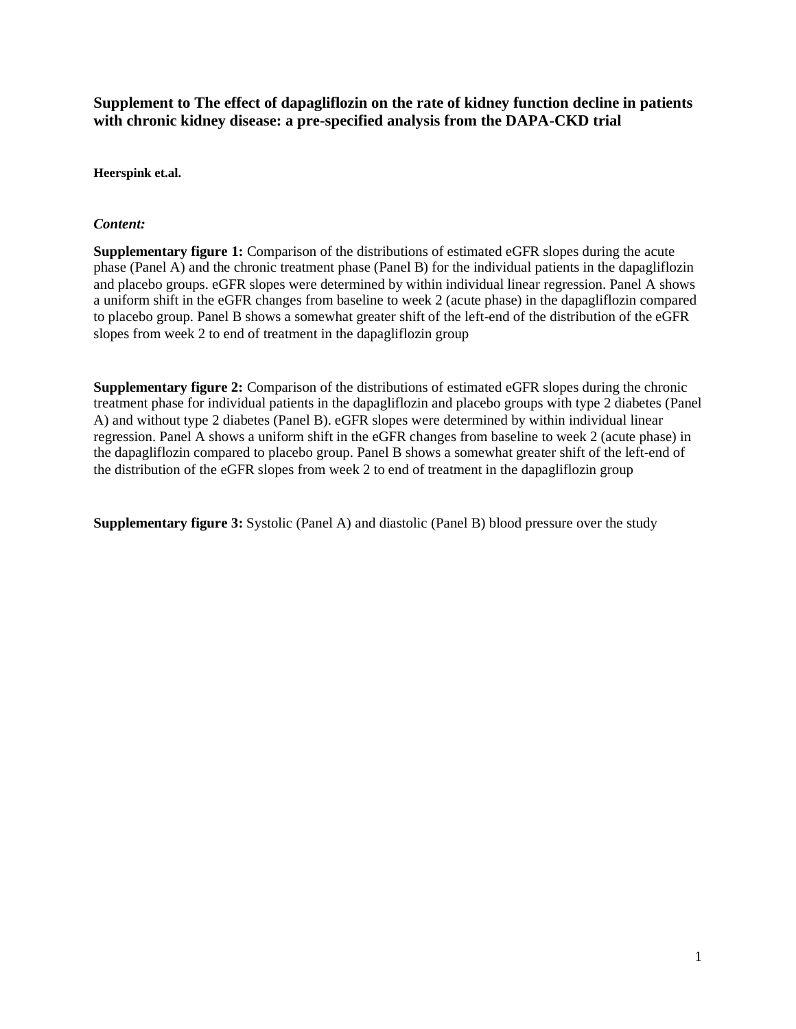# Supplement to The effect of dapagliflozin on the rate of kidney function decline in patients with chronic kidney disease: a pre-specified analysis from the DAPA-CKD trial

**Heerspink et.al.**

***Content:***

**Supplementary figure 1:** Comparison of the distributions of estimated eGFR slopes during the acute phase (Panel A) and the chronic treatment phase (Panel B) for the individual patients in the dapagliflozin and placebo groups. eGFR slopes were determined by within individual linear regression. Panel A shows a uniform shift in the eGFR changes from baseline to week 2 (acute phase) in the dapagliflozin compared to placebo group. Panel B shows a somewhat greater shift of the left-end of the distribution of the eGFR slopes from week 2 to end of treatment in the dapagliflozin group

**Supplementary figure 2:** Comparison of the distributions of estimated eGFR slopes during the chronic treatment phase for individual patients in the dapagliflozin and placebo groups with type 2 diabetes (Panel A) and without type 2 diabetes (Panel B). eGFR slopes were determined by within individual linear regression. Panel A shows a uniform shift in the eGFR changes from baseline to week 2 (acute phase) in the dapagliflozin compared to placebo group. Panel B shows a somewhat greater shift of the left-end of the distribution of the eGFR slopes from week 2 to end of treatment in the dapagliflozin group

**Supplementary figure 3:** Systolic (Panel A) and diastolic (Panel B) blood pressure over the study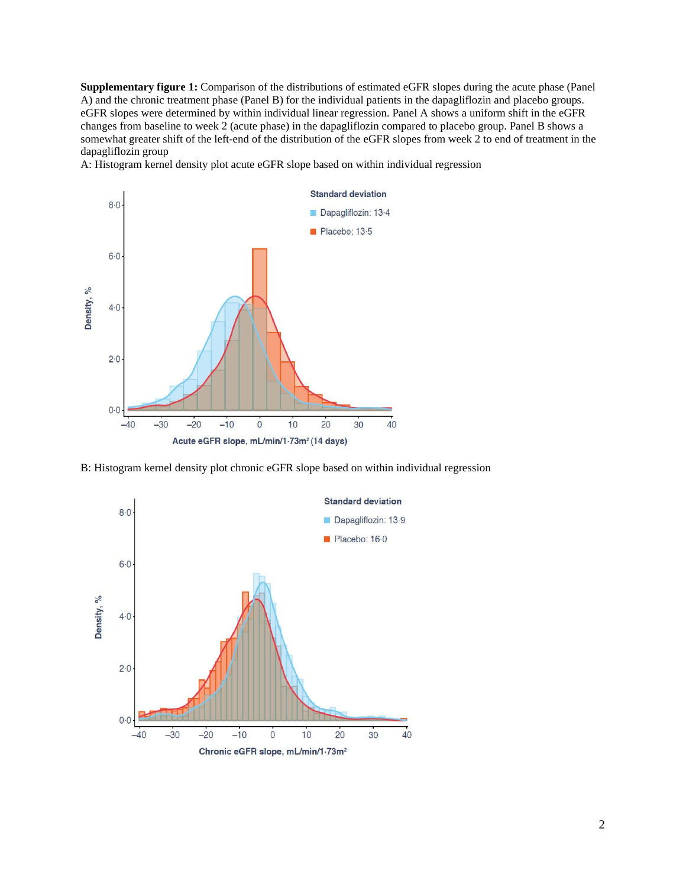**Supplementary figure 1:** Comparison of the distributions of estimated eGFR slopes during the acute phase (Panel A) and the chronic treatment phase (Panel B) for the individual patients in the dapagliflozin and placebo groups. eGFR slopes were determined by within individual linear regression. Panel A shows a uniform shift in the eGFR changes from baseline to week 2 (acute phase) in the dapagliflozin compared to placebo group. Panel B shows a somewhat greater shift of the left-end of the distribution of the eGFR slopes from week 2 to end of treatment in the dapagliflozin group

A: Histogram kernel density plot acute eGFR slope based on within individual regression

B: Histogram kernel density plot chronic eGFR slope based on within individual regression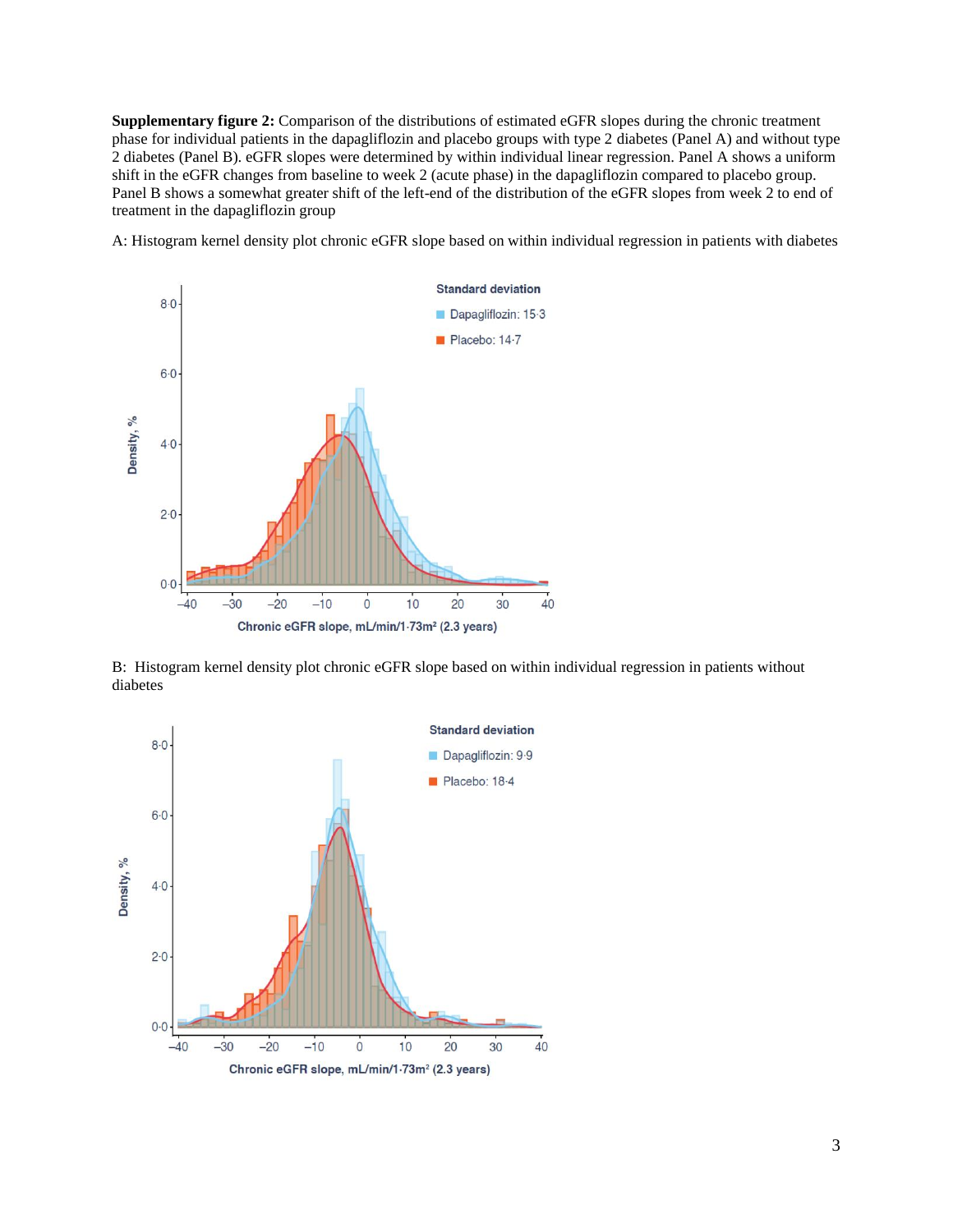**Supplementary figure 2:** Comparison of the distributions of estimated eGFR slopes during the chronic treatment phase for individual patients in the dapagliflozin and placebo groups with type 2 diabetes (Panel A) and without type 2 diabetes (Panel B). eGFR slopes were determined by within individual linear regression. Panel A shows a uniform shift in the eGFR changes from baseline to week 2 (acute phase) in the dapagliflozin compared to placebo group. Panel B shows a somewhat greater shift of the left-end of the distribution of the eGFR slopes from week 2 to end of treatment in the dapagliflozin group

A: Histogram kernel density plot chronic eGFR slope based on within individual regression in patients with diabetes

B: Histogram kernel density plot chronic eGFR slope based on within individual regression in patients without diabetes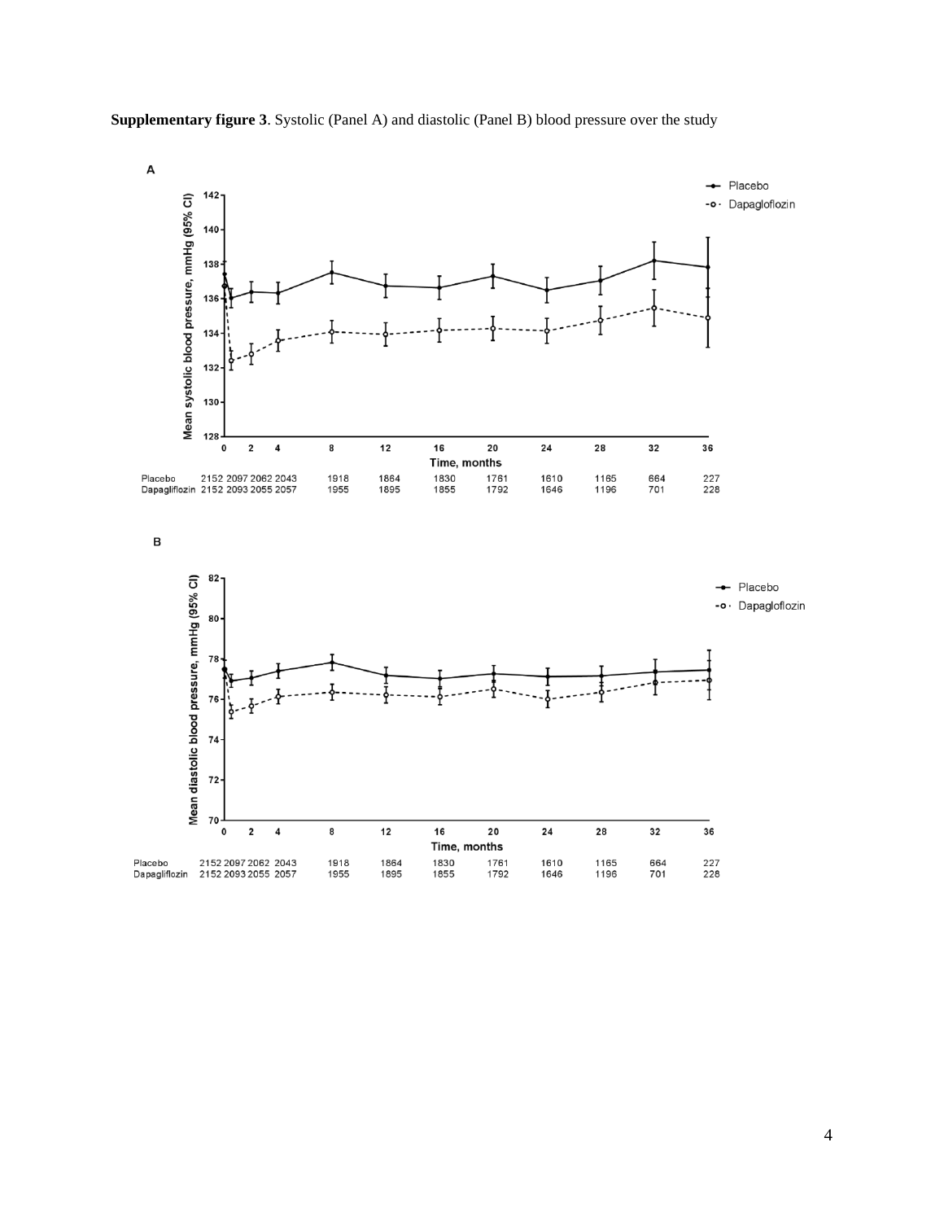**Supplementary figure 3**. Systolic (Panel A) and diastolic (Panel B) blood pressure over the study

A

Mean systolic blood pressure, mmHg (95% CI)

142
140
138
136
134
132
130
128

0 2 4 8 12 16 20 24 28 32 36

Time, months

Placebo

Dapagloflozin

Placebo 2152 2097 2062 2043 1918 1864 1830 1761 1610 1165 664 227

Dapagliflozin 2152 2093 2055 2057 1955 1895 1855 1792 1646 1196 701 228

B

Mean diastolic blood pressure, mmHg (95% CI)

82
80
78
76
74
72
70

0 2 4 8 12 16 20 24 28 32 36

Time, months

Placebo

Dapagloflozin

Placebo 2152 2097 2062 2043 1918 1864 1830 1761 1610 1165 664 227

Dapagliflozin 2152 2093 2055 2057 1955 1895 1855 1792 1646 1196 701 228